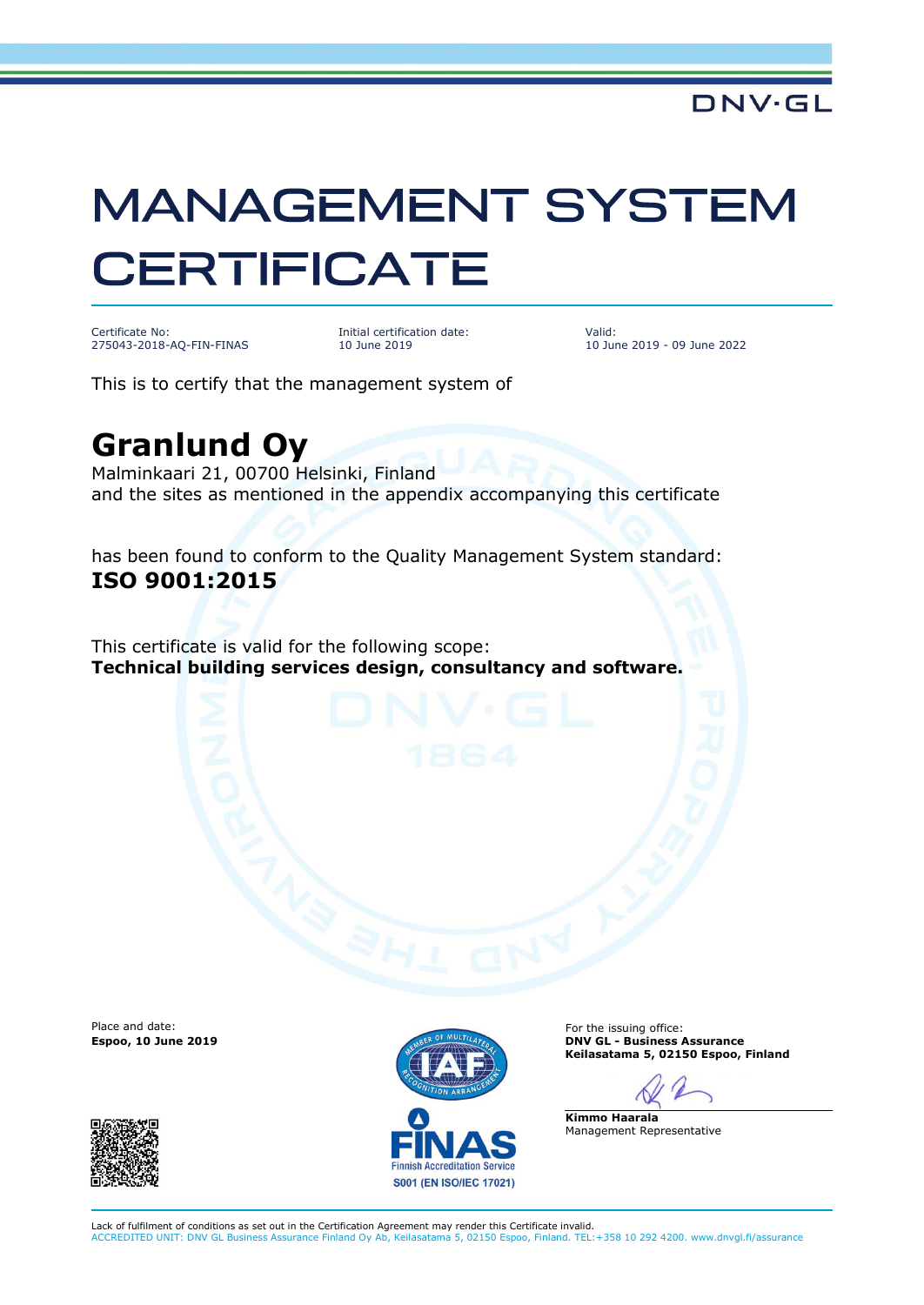DNV·GL

# MANAGEMENT SYSTEM CERTIFICATE

| Certificate No: | Initial certification date: | Valid: |
| --- | --- | --- |
| 275043-2018-AQ-FIN-FINAS | 10 June 2019 | 10 June 2019 - 09 June 2022 |

This is to certify that the management system of

## Granlund Oy

Malminkaari 21, 00700 Helsinki, Finland
and the sites as mentioned in the appendix accompanying this certificate

has been found to conform to the Quality Management System standard:
**ISO 9001:2015**

This certificate is valid for the following scope:
**Technical building services design, consultancy and software.**

Place and date:
**Espoo, 10 June 2019**

For the issuing office:
**DNV GL - Business Assurance**
**Keilasatama 5, 02150 Espoo, Finland**

**Kimmo Haarala**
Management Representative

FINAS
Finnish Accreditation Service
S001 (EN ISO/IEC 17021)

Lack of fulfilment of conditions as set out in the Certification Agreement may render this Certificate invalid.
ACCREDITED UNIT: DNV GL Business Assurance Finland Oy Ab, Keilasatama 5, 02150 Espoo, Finland. TEL:+358 10 292 4200. www.dnvgl.fi/assurance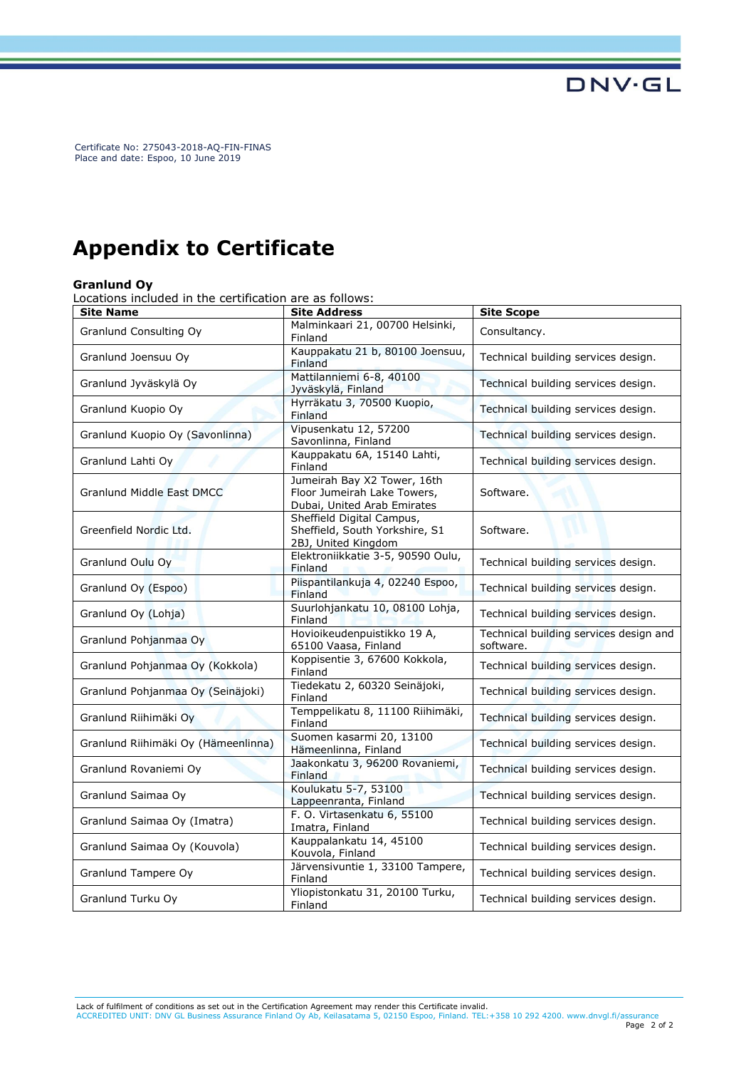Certificate No: 275043-2018-AQ-FIN-FINAS
Place and date: Espoo, 10 June 2019

# Appendix to Certificate

**Granlund Oy**
Locations included in the certification are as follows:

| Site Name | Site Address | Site Scope |
|---|---|---|
| Granlund Consulting Oy | Malminkaari 21, 00700 Helsinki, Finland | Consultancy. |
| Granlund Joensuu Oy | Kauppakatu 21 b, 80100 Joensuu, Finland | Technical building services design. |
| Granlund Jyväskylä Oy | Mattilanniemi 6-8, 40100 Jyväskylä, Finland | Technical building services design. |
| Granlund Kuopio Oy | Hyrräkatu 3, 70500 Kuopio, Finland | Technical building services design. |
| Granlund Kuopio Oy (Savonlinna) | Vipusenkatu 12, 57200 Savonlinna, Finland | Technical building services design. |
| Granlund Lahti Oy | Kauppakatu 6A, 15140 Lahti, Finland | Technical building services design. |
| Granlund Middle East DMCC | Jumeirah Bay X2 Tower, 16th Floor Jumeirah Lake Towers, Dubai, United Arab Emirates | Software. |
| Greenfield Nordic Ltd. | Sheffield Digital Campus, Sheffield, South Yorkshire, S1 2BJ, United Kingdom | Software. |
| Granlund Oulu Oy | Elektroniikkatie 3-5, 90590 Oulu, Finland | Technical building services design. |
| Granlund Oy (Espoo) | Piispantilankuja 4, 02240 Espoo, Finland | Technical building services design. |
| Granlund Oy (Lohja) | Suurlohjankatu 10, 08100 Lohja, Finland | Technical building services design. |
| Granlund Pohjanmaa Oy | Hovioikeudenpuistikko 19 A, 65100 Vaasa, Finland | Technical building services design and software. |
| Granlund Pohjanmaa Oy (Kokkola) | Koppisentie 3, 67600 Kokkola, Finland | Technical building services design. |
| Granlund Pohjanmaa Oy (Seinäjoki) | Tiedekatu 2, 60320 Seinäjoki, Finland | Technical building services design. |
| Granlund Riihimäki Oy | Temppelikatu 8, 11100 Riihimäki, Finland | Technical building services design. |
| Granlund Riihimäki Oy (Hämeenlinna) | Suomen kasarmi 20, 13100 Hämeenlinna, Finland | Technical building services design. |
| Granlund Rovaniemi Oy | Jaakonkatu 3, 96200 Rovaniemi, Finland | Technical building services design. |
| Granlund Saimaa Oy | Koulukatu 5-7, 53100 Lappeenranta, Finland | Technical building services design. |
| Granlund Saimaa Oy (Imatra) | F. O. Virtasenkatu 6, 55100 Imatra, Finland | Technical building services design. |
| Granlund Saimaa Oy (Kouvola) | Kauppalankatu 14, 45100 Kouvola, Finland | Technical building services design. |
| Granlund Tampere Oy | Järvensivuntie 1, 33100 Tampere, Finland | Technical building services design. |
| Granlund Turku Oy | Yliopistonkatu 31, 20100 Turku, Finland | Technical building services design. |

Lack of fulfilment of conditions as set out in the Certification Agreement may render this Certificate invalid.
ACCREDITED UNIT: DNV GL Business Assurance Finland Oy Ab, Keilasatama 5, 02150 Espoo, Finland. TEL:+358 10 292 4200. www.dnvgl.fi/assurance